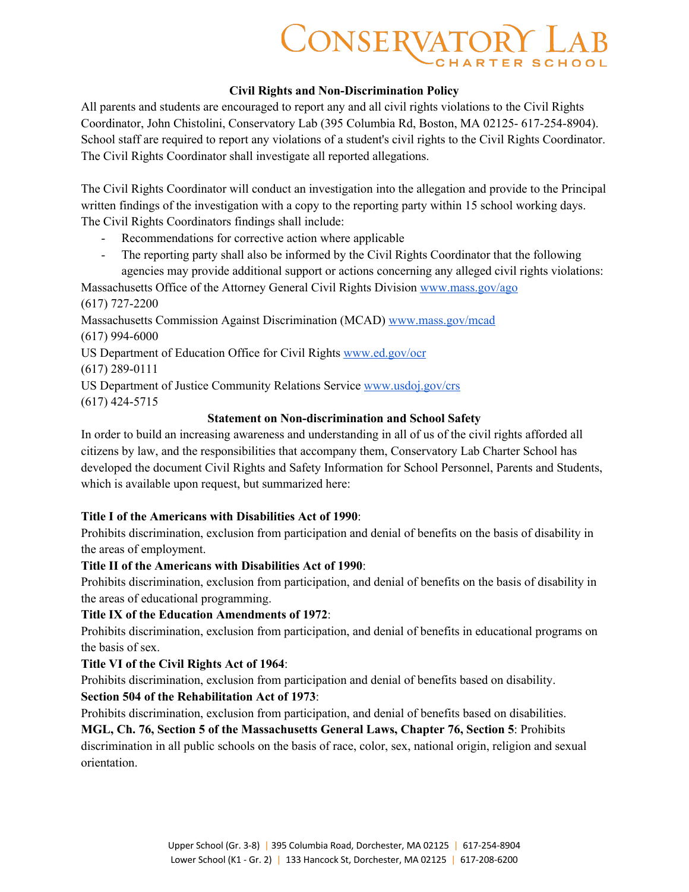# Conservatory Lab Charter School

## Civil Rights and Non-Discrimination Policy

All parents and students are encouraged to report any and all civil rights violations to the Civil Rights Coordinator, John Chistolini, Conservatory Lab (395 Columbia Rd, Boston, MA 02125- 617-254-8904). School staff are required to report any violations of a student's civil rights to the Civil Rights Coordinator. The Civil Rights Coordinator shall investigate all reported allegations.

The Civil Rights Coordinator will conduct an investigation into the allegation and provide to the Principal written findings of the investigation with a copy to the reporting party within 15 school working days. The Civil Rights Coordinators findings shall include:

- Recommendations for corrective action where applicable
- The reporting party shall also be informed by the Civil Rights Coordinator that the following agencies may provide additional support or actions concerning any alleged civil rights violations:

Massachusetts Office of the Attorney General Civil Rights Division www.mass.gov/ago
(617) 727-2200

Massachusetts Commission Against Discrimination (MCAD) www.mass.gov/mcad
(617) 994-6000

US Department of Education Office for Civil Rights www.ed.gov/ocr
(617) 289-0111

US Department of Justice Community Relations Service www.usdoj.gov/crs
(617) 424-5715

## Statement on Non-discrimination and School Safety

In order to build an increasing awareness and understanding in all of us of the civil rights afforded all citizens by law, and the responsibilities that accompany them, Conservatory Lab Charter School has developed the document Civil Rights and Safety Information for School Personnel, Parents and Students, which is available upon request, but summarized here:

**Title I of the Americans with Disabilities Act of 1990**:
Prohibits discrimination, exclusion from participation and denial of benefits on the basis of disability in the areas of employment.

**Title II of the Americans with Disabilities Act of 1990**:
Prohibits discrimination, exclusion from participation, and denial of benefits on the basis of disability in the areas of educational programming.

**Title IX of the Education Amendments of 1972**:
Prohibits discrimination, exclusion from participation, and denial of benefits in educational programs on the basis of sex.

**Title VI of the Civil Rights Act of 1964**:
Prohibits discrimination, exclusion from participation and denial of benefits based on disability.

**Section 504 of the Rehabilitation Act of 1973**:
Prohibits discrimination, exclusion from participation, and denial of benefits based on disabilities.

**MGL, Ch. 76, Section 5 of the Massachusetts General Laws, Chapter 76, Section 5**: Prohibits discrimination in all public schools on the basis of race, color, sex, national origin, religion and sexual orientation.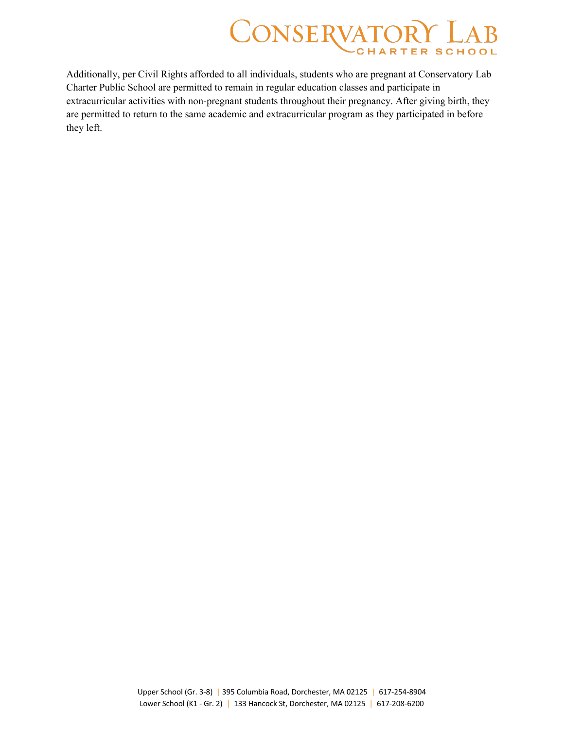Additionally, per Civil Rights afforded to all individuals, students who are pregnant at Conservatory Lab Charter Public School are permitted to remain in regular education classes and participate in extracurricular activities with non-pregnant students throughout their pregnancy. After giving birth, they are permitted to return to the same academic and extracurricular program as they participated in before they left.